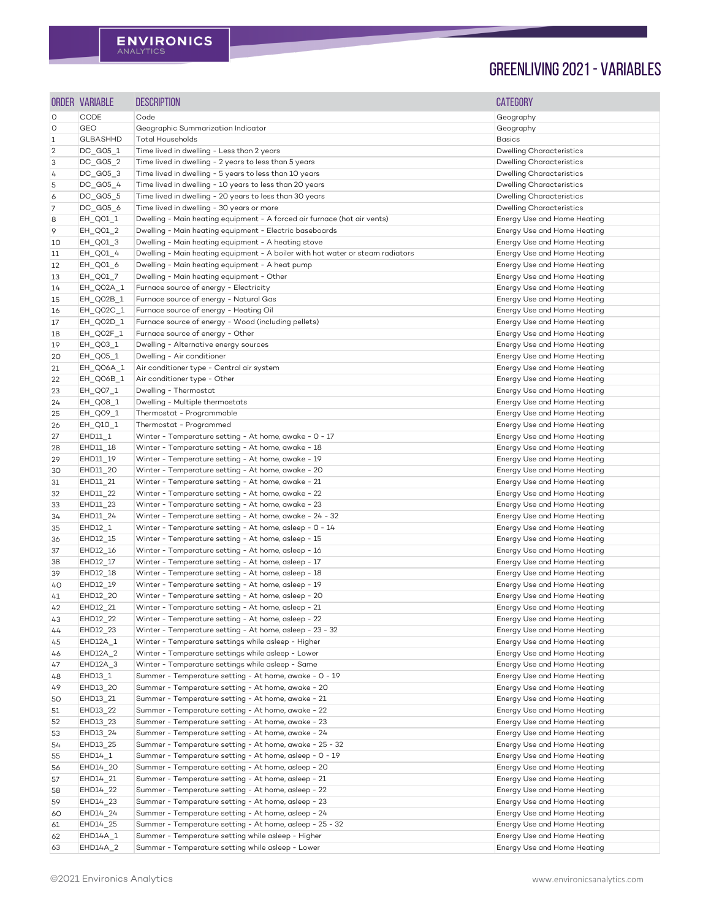# GREENLIVING 2021 - VARIABLES

| ORDER | VARIABLE | DESCRIPTION | CATEGORY |
|---|---|---|---|
| 0 | CODE | Code | Geography |
| 0 | GEO | Geographic Summarization Indicator | Geography |
| 1 | GLBASHHD | Total Households | Basics |
| 2 | DC_G05_1 | Time lived in dwelling - Less than 2 years | Dwelling Characteristics |
| 3 | DC_G05_2 | Time lived in dwelling - 2 years to less than 5 years | Dwelling Characteristics |
| 4 | DC_G05_3 | Time lived in dwelling - 5 years to less than 10 years | Dwelling Characteristics |
| 5 | DC_G05_4 | Time lived in dwelling - 10 years to less than 20 years | Dwelling Characteristics |
| 6 | DC_G05_5 | Time lived in dwelling - 20 years to less than 30 years | Dwelling Characteristics |
| 7 | DC_G05_6 | Time lived in dwelling - 30 years or more | Dwelling Characteristics |
| 8 | EH_Q01_1 | Dwelling - Main heating equipment - A forced air furnace (hot air vents) | Energy Use and Home Heating |
| 9 | EH_Q01_2 | Dwelling - Main heating equipment - Electric baseboards | Energy Use and Home Heating |
| 10 | EH_Q01_3 | Dwelling - Main heating equipment - A heating stove | Energy Use and Home Heating |
| 11 | EH_Q01_4 | Dwelling - Main heating equipment - A boiler with hot water or steam radiators | Energy Use and Home Heating |
| 12 | EH_Q01_6 | Dwelling - Main heating equipment - A heat pump | Energy Use and Home Heating |
| 13 | EH_Q01_7 | Dwelling - Main heating equipment - Other | Energy Use and Home Heating |
| 14 | EH_Q02A_1 | Furnace source of energy - Electricity | Energy Use and Home Heating |
| 15 | EH_Q02B_1 | Furnace source of energy - Natural Gas | Energy Use and Home Heating |
| 16 | EH_Q02C_1 | Furnace source of energy - Heating Oil | Energy Use and Home Heating |
| 17 | EH_Q02D_1 | Furnace source of energy - Wood (including pellets) | Energy Use and Home Heating |
| 18 | EH_Q02F_1 | Furnace source of energy - Other | Energy Use and Home Heating |
| 19 | EH_Q03_1 | Dwelling - Alternative energy sources | Energy Use and Home Heating |
| 20 | EH_Q05_1 | Dwelling - Air conditioner | Energy Use and Home Heating |
| 21 | EH_Q06A_1 | Air conditioner type - Central air system | Energy Use and Home Heating |
| 22 | EH_Q06B_1 | Air conditioner type - Other | Energy Use and Home Heating |
| 23 | EH_Q07_1 | Dwelling - Thermostat | Energy Use and Home Heating |
| 24 | EH_Q08_1 | Dwelling - Multiple thermostats | Energy Use and Home Heating |
| 25 | EH_Q09_1 | Thermostat - Programmable | Energy Use and Home Heating |
| 26 | EH_Q10_1 | Thermostat - Programmed | Energy Use and Home Heating |
| 27 | EHD11_1 | Winter - Temperature setting - At home, awake - 0 - 17 | Energy Use and Home Heating |
| 28 | EHD11_18 | Winter - Temperature setting - At home, awake - 18 | Energy Use and Home Heating |
| 29 | EHD11_19 | Winter - Temperature setting - At home, awake - 19 | Energy Use and Home Heating |
| 30 | EHD11_20 | Winter - Temperature setting - At home, awake - 20 | Energy Use and Home Heating |
| 31 | EHD11_21 | Winter - Temperature setting - At home, awake - 21 | Energy Use and Home Heating |
| 32 | EHD11_22 | Winter - Temperature setting - At home, awake - 22 | Energy Use and Home Heating |
| 33 | EHD11_23 | Winter - Temperature setting - At home, awake - 23 | Energy Use and Home Heating |
| 34 | EHD11_24 | Winter - Temperature setting - At home, awake - 24 - 32 | Energy Use and Home Heating |
| 35 | EHD12_1 | Winter - Temperature setting - At home, asleep - 0 - 14 | Energy Use and Home Heating |
| 36 | EHD12_15 | Winter - Temperature setting - At home, asleep - 15 | Energy Use and Home Heating |
| 37 | EHD12_16 | Winter - Temperature setting - At home, asleep - 16 | Energy Use and Home Heating |
| 38 | EHD12_17 | Winter - Temperature setting - At home, asleep - 17 | Energy Use and Home Heating |
| 39 | EHD12_18 | Winter - Temperature setting - At home, asleep - 18 | Energy Use and Home Heating |
| 40 | EHD12_19 | Winter - Temperature setting - At home, asleep - 19 | Energy Use and Home Heating |
| 41 | EHD12_20 | Winter - Temperature setting - At home, asleep - 20 | Energy Use and Home Heating |
| 42 | EHD12_21 | Winter - Temperature setting - At home, asleep - 21 | Energy Use and Home Heating |
| 43 | EHD12_22 | Winter - Temperature setting - At home, asleep - 22 | Energy Use and Home Heating |
| 44 | EHD12_23 | Winter - Temperature setting - At home, asleep - 23 - 32 | Energy Use and Home Heating |
| 45 | EHD12A_1 | Winter - Temperature settings while asleep - Higher | Energy Use and Home Heating |
| 46 | EHD12A_2 | Winter - Temperature settings while asleep - Lower | Energy Use and Home Heating |
| 47 | EHD12A_3 | Winter - Temperature settings while asleep - Same | Energy Use and Home Heating |
| 48 | EHD13_1 | Summer - Temperature setting - At home, awake - 0 - 19 | Energy Use and Home Heating |
| 49 | EHD13_20 | Summer - Temperature setting - At home, awake - 20 | Energy Use and Home Heating |
| 50 | EHD13_21 | Summer - Temperature setting - At home, awake - 21 | Energy Use and Home Heating |
| 51 | EHD13_22 | Summer - Temperature setting - At home, awake - 22 | Energy Use and Home Heating |
| 52 | EHD13_23 | Summer - Temperature setting - At home, awake - 23 | Energy Use and Home Heating |
| 53 | EHD13_24 | Summer - Temperature setting - At home, awake - 24 | Energy Use and Home Heating |
| 54 | EHD13_25 | Summer - Temperature setting - At home, awake - 25 - 32 | Energy Use and Home Heating |
| 55 | EHD14_1 | Summer - Temperature setting - At home, asleep - 0 - 19 | Energy Use and Home Heating |
| 56 | EHD14_20 | Summer - Temperature setting - At home, asleep - 20 | Energy Use and Home Heating |
| 57 | EHD14_21 | Summer - Temperature setting - At home, asleep - 21 | Energy Use and Home Heating |
| 58 | EHD14_22 | Summer - Temperature setting - At home, asleep - 22 | Energy Use and Home Heating |
| 59 | EHD14_23 | Summer - Temperature setting - At home, asleep - 23 | Energy Use and Home Heating |
| 60 | EHD14_24 | Summer - Temperature setting - At home, asleep - 24 | Energy Use and Home Heating |
| 61 | EHD14_25 | Summer - Temperature setting - At home, asleep - 25 - 32 | Energy Use and Home Heating |
| 62 | EHD14A_1 | Summer - Temperature setting while asleep - Higher | Energy Use and Home Heating |
| 63 | EHD14A_2 | Summer - Temperature setting while asleep - Lower | Energy Use and Home Heating |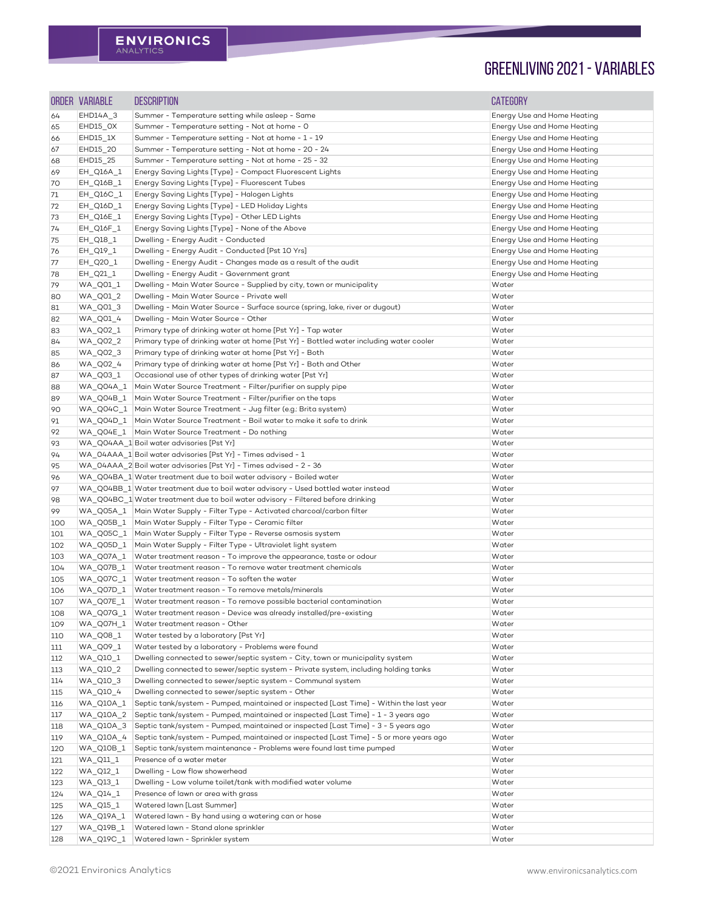# GREENLIVING 2021 - VARIABLES

| ORDER | VARIABLE | DESCRIPTION | CATEGORY |
|---|---|---|---|
| 64 | EHD14A_3 | Summer - Temperature setting while asleep - Same | Energy Use and Home Heating |
| 65 | EHD15_0X | Summer - Temperature setting - Not at home - 0 | Energy Use and Home Heating |
| 66 | EHD15_1X | Summer - Temperature setting - Not at home - 1 - 19 | Energy Use and Home Heating |
| 67 | EHD15_20 | Summer - Temperature setting - Not at home - 20 - 24 | Energy Use and Home Heating |
| 68 | EHD15_25 | Summer - Temperature setting - Not at home - 25 - 32 | Energy Use and Home Heating |
| 69 | EH_Q16A_1 | Energy Saving Lights [Type] - Compact Fluorescent Lights | Energy Use and Home Heating |
| 70 | EH_Q16B_1 | Energy Saving Lights [Type] - Fluorescent Tubes | Energy Use and Home Heating |
| 71 | EH_Q16C_1 | Energy Saving Lights [Type] - Halogen Lights | Energy Use and Home Heating |
| 72 | EH_Q16D_1 | Energy Saving Lights [Type] - LED Holiday Lights | Energy Use and Home Heating |
| 73 | EH_Q16E_1 | Energy Saving Lights [Type] - Other LED Lights | Energy Use and Home Heating |
| 74 | EH_Q16F_1 | Energy Saving Lights [Type] - None of the Above | Energy Use and Home Heating |
| 75 | EH_Q18_1 | Dwelling - Energy Audit - Conducted | Energy Use and Home Heating |
| 76 | EH_Q19_1 | Dwelling - Energy Audit - Conducted [Pst 10 Yrs] | Energy Use and Home Heating |
| 77 | EH_Q20_1 | Dwelling - Energy Audit - Changes made as a result of the audit | Energy Use and Home Heating |
| 78 | EH_Q21_1 | Dwelling - Energy Audit - Government grant | Energy Use and Home Heating |
| 79 | WA_Q01_1 | Dwelling - Main Water Source - Supplied by city, town or municipality | Water |
| 80 | WA_Q01_2 | Dwelling - Main Water Source - Private well | Water |
| 81 | WA_Q01_3 | Dwelling - Main Water Source - Surface source (spring, lake, river or dugout) | Water |
| 82 | WA_Q01_4 | Dwelling - Main Water Source - Other | Water |
| 83 | WA_Q02_1 | Primary type of drinking water at home [Pst Yr] - Tap water | Water |
| 84 | WA_Q02_2 | Primary type of drinking water at home [Pst Yr] - Bottled water including water cooler | Water |
| 85 | WA_Q02_3 | Primary type of drinking water at home [Pst Yr] - Both | Water |
| 86 | WA_Q02_4 | Primary type of drinking water at home [Pst Yr] - Both and Other | Water |
| 87 | WA_Q03_1 | Occasional use of other types of drinking water [Pst Yr] | Water |
| 88 | WA_Q04A_1 | Main Water Source Treatment - Filter/purifier on supply pipe | Water |
| 89 | WA_Q04B_1 | Main Water Source Treatment - Filter/purifier on the taps | Water |
| 90 | WA_Q04C_1 | Main Water Source Treatment - Jug filter (e.g.: Brita system) | Water |
| 91 | WA_Q04D_1 | Main Water Source Treatment - Boil water to make it safe to drink | Water |
| 92 | WA_Q04E_1 | Main Water Source Treatment - Do nothing | Water |
| 93 | WA_Q04AA_1 | Boil water advisories [Pst Yr] | Water |
| 94 | WA_04AAA_1 | Boil water advisories [Pst Yr] - Times advised - 1 | Water |
| 95 | WA_04AAA_2 | Boil water advisories [Pst Yr] - Times advised - 2 - 36 | Water |
| 96 | WA_Q04BA_1 | Water treatment due to boil water advisory - Boiled water | Water |
| 97 | WA_Q04BB_1 | Water treatment due to boil water advisory - Used bottled water instead | Water |
| 98 | WA_Q04BC_1 | Water treatment due to boil water advisory - Filtered before drinking | Water |
| 99 | WA_Q05A_1 | Main Water Supply - Filter Type - Activated charcoal/carbon filter | Water |
| 100 | WA_Q05B_1 | Main Water Supply - Filter Type - Ceramic filter | Water |
| 101 | WA_Q05C_1 | Main Water Supply - Filter Type - Reverse osmosis system | Water |
| 102 | WA_Q05D_1 | Main Water Supply - Filter Type - Ultraviolet light system | Water |
| 103 | WA_Q07A_1 | Water treatment reason - To improve the appearance, taste or odour | Water |
| 104 | WA_Q07B_1 | Water treatment reason - To remove water treatment chemicals | Water |
| 105 | WA_Q07C_1 | Water treatment reason - To soften the water | Water |
| 106 | WA_Q07D_1 | Water treatment reason - To remove metals/minerals | Water |
| 107 | WA_Q07E_1 | Water treatment reason - To remove possible bacterial contamination | Water |
| 108 | WA_Q07G_1 | Water treatment reason - Device was already installed/pre-existing | Water |
| 109 | WA_Q07H_1 | Water treatment reason - Other | Water |
| 110 | WA_Q08_1 | Water tested by a laboratory [Pst Yr] | Water |
| 111 | WA_Q09_1 | Water tested by a laboratory - Problems were found | Water |
| 112 | WA_Q10_1 | Dwelling connected to sewer/septic system - City, town or municipality system | Water |
| 113 | WA_Q10_2 | Dwelling connected to sewer/septic system - Private system, including holding tanks | Water |
| 114 | WA_Q10_3 | Dwelling connected to sewer/septic system - Communal system | Water |
| 115 | WA_Q10_4 | Dwelling connected to sewer/septic system - Other | Water |
| 116 | WA_Q10A_1 | Septic tank/system - Pumped, maintained or inspected [Last Time] - Within the last year | Water |
| 117 | WA_Q10A_2 | Septic tank/system - Pumped, maintained or inspected [Last Time] - 1 - 3 years ago | Water |
| 118 | WA_Q10A_3 | Septic tank/system - Pumped, maintained or inspected [Last Time] - 3 - 5 years ago | Water |
| 119 | WA_Q10A_4 | Septic tank/system - Pumped, maintained or inspected [Last Time] - 5 or more years ago | Water |
| 120 | WA_Q10B_1 | Septic tank/system maintenance - Problems were found last time pumped | Water |
| 121 | WA_Q11_1 | Presence of a water meter | Water |
| 122 | WA_Q12_1 | Dwelling - Low flow showerhead | Water |
| 123 | WA_Q13_1 | Dwelling - Low volume toilet/tank with modified water volume | Water |
| 124 | WA_Q14_1 | Presence of lawn or area with grass | Water |
| 125 | WA_Q15_1 | Watered lawn [Last Summer] | Water |
| 126 | WA_Q19A_1 | Watered lawn - By hand using a watering can or hose | Water |
| 127 | WA_Q19B_1 | Watered lawn - Stand alone sprinkler | Water |
| 128 | WA_Q19C_1 | Watered lawn - Sprinkler system | Water |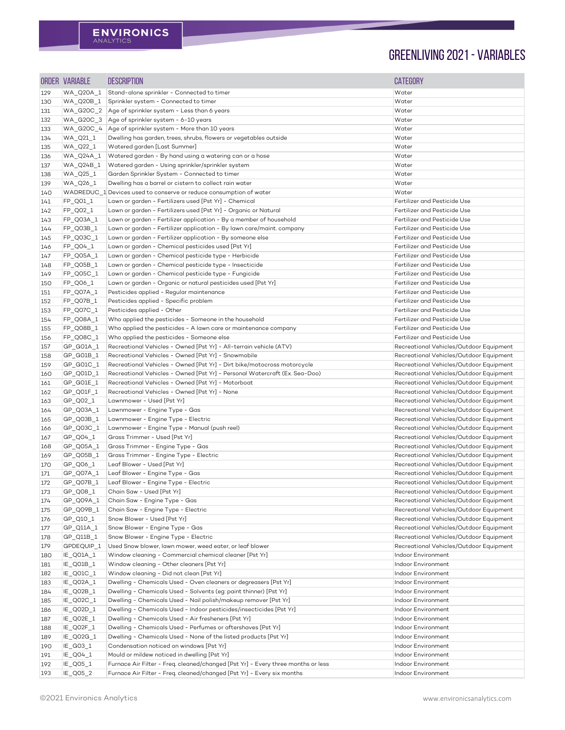# GREENLIVING 2021 - VARIABLES

| ORDER | VARIABLE | DESCRIPTION | CATEGORY |
|---|---|---|---|
| 129 | WA_Q20A_1 | Stand-alone sprinkler - Connected to timer | Water |
| 130 | WA_Q20B_1 | Sprinkler system - Connected to timer | Water |
| 131 | WA_G20C_2 | Age of sprinkler system - Less than 6 years | Water |
| 132 | WA_G20C_3 | Age of sprinkler system - 6-10 years | Water |
| 133 | WA_G20C_4 | Age of sprinkler system - More than 10 years | Water |
| 134 | WA_Q21_1 | Dwelling has garden, trees, shrubs, flowers or vegetables outside | Water |
| 135 | WA_Q22_1 | Watered garden [Last Summer] | Water |
| 136 | WA_Q24A_1 | Watered garden - By hand using a watering can or a hose | Water |
| 137 | WA_Q24B_1 | Watered garden - Using sprinkler/sprinkler system | Water |
| 138 | WA_Q25_1 | Garden Sprinkler System - Connected to timer | Water |
| 139 | WA_Q26_1 | Dwelling has a barrel or cistern to collect rain water | Water |
| 140 | WADREDUC_1 | Devices used to conserve or reduce consumption of water | Water |
| 141 | FP_Q01_1 | Lawn or garden - Fertilizers used [Pst Yr] - Chemical | Fertilizer and Pesticide Use |
| 142 | FP_Q02_1 | Lawn or garden - Fertilizers used [Pst Yr] - Organic or Natural | Fertilizer and Pesticide Use |
| 143 | FP_Q03A_1 | Lawn or garden - Fertilizer application - By a member of household | Fertilizer and Pesticide Use |
| 144 | FP_Q03B_1 | Lawn or garden - Fertilizer application - By lawn care/maint. company | Fertilizer and Pesticide Use |
| 145 | FP_Q03C_1 | Lawn or garden - Fertilizer application - By someone else | Fertilizer and Pesticide Use |
| 146 | FP_Q04_1 | Lawn or garden - Chemical pesticides used [Pst Yr] | Fertilizer and Pesticide Use |
| 147 | FP_Q05A_1 | Lawn or garden - Chemical pesticide type - Herbicide | Fertilizer and Pesticide Use |
| 148 | FP_Q05B_1 | Lawn or garden - Chemical pesticide type - Insecticide | Fertilizer and Pesticide Use |
| 149 | FP_Q05C_1 | Lawn or garden - Chemical pesticide type - Fungicide | Fertilizer and Pesticide Use |
| 150 | FP_Q06_1 | Lawn or garden - Organic or natural pesticides used [Pst Yr] | Fertilizer and Pesticide Use |
| 151 | FP_Q07A_1 | Pesticides applied - Regular maintenance | Fertilizer and Pesticide Use |
| 152 | FP_Q07B_1 | Pesticides applied - Specific problem | Fertilizer and Pesticide Use |
| 153 | FP_Q07C_1 | Pesticides applied - Other | Fertilizer and Pesticide Use |
| 154 | FP_Q08A_1 | Who applied the pesticides - Someone in the household | Fertilizer and Pesticide Use |
| 155 | FP_Q08B_1 | Who applied the pesticides - A lawn care or maintenance company | Fertilizer and Pesticide Use |
| 156 | FP_Q08C_1 | Who applied the pesticides - Someone else | Fertilizer and Pesticide Use |
| 157 | GP_G01A_1 | Recreational Vehicles - Owned [Pst Yr] - All-terrain vehicle (ATV) | Recreational Vehicles/Outdoor Equipment |
| 158 | GP_G01B_1 | Recreational Vehicles - Owned [Pst Yr] - Snowmobile | Recreational Vehicles/Outdoor Equipment |
| 159 | GP_G01C_1 | Recreational Vehicles - Owned [Pst Yr] - Dirt bike/motocross motorcycle | Recreational Vehicles/Outdoor Equipment |
| 160 | GP_Q01D_1 | Recreational Vehicles - Owned [Pst Yr] - Personal Watercraft (Ex. Sea-Doo) | Recreational Vehicles/Outdoor Equipment |
| 161 | GP_Q01E_1 | Recreational Vehicles - Owned [Pst Yr] - Motorboat | Recreational Vehicles/Outdoor Equipment |
| 162 | GP_Q01F_1 | Recreational Vehicles - Owned [Pst Yr] - None | Recreational Vehicles/Outdoor Equipment |
| 163 | GP_Q02_1 | Lawnmower - Used [Pst Yr] | Recreational Vehicles/Outdoor Equipment |
| 164 | GP_Q03A_1 | Lawnmower - Engine Type - Gas | Recreational Vehicles/Outdoor Equipment |
| 165 | GP_Q03B_1 | Lawnmower - Engine Type - Electric | Recreational Vehicles/Outdoor Equipment |
| 166 | GP_Q03C_1 | Lawnmower - Engine Type - Manual (push reel) | Recreational Vehicles/Outdoor Equipment |
| 167 | GP_Q04_1 | Grass Trimmer - Used [Pst Yr] | Recreational Vehicles/Outdoor Equipment |
| 168 | GP_Q05A_1 | Grass Trimmer - Engine Type - Gas | Recreational Vehicles/Outdoor Equipment |
| 169 | GP_Q05B_1 | Grass Trimmer - Engine Type - Electric | Recreational Vehicles/Outdoor Equipment |
| 170 | GP_Q06_1 | Leaf Blower - Used [Pst Yr] | Recreational Vehicles/Outdoor Equipment |
| 171 | GP_Q07A_1 | Leaf Blower - Engine Type - Gas | Recreational Vehicles/Outdoor Equipment |
| 172 | GP_Q07B_1 | Leaf Blower - Engine Type - Electric | Recreational Vehicles/Outdoor Equipment |
| 173 | GP_Q08_1 | Chain Saw - Used [Pst Yr] | Recreational Vehicles/Outdoor Equipment |
| 174 | GP_Q09A_1 | Chain Saw - Engine Type - Gas | Recreational Vehicles/Outdoor Equipment |
| 175 | GP_Q09B_1 | Chain Saw - Engine Type - Electric | Recreational Vehicles/Outdoor Equipment |
| 176 | GP_Q10_1 | Snow Blower - Used [Pst Yr] | Recreational Vehicles/Outdoor Equipment |
| 177 | GP_Q11A_1 | Snow Blower - Engine Type - Gas | Recreational Vehicles/Outdoor Equipment |
| 178 | GP_Q11B_1 | Snow Blower - Engine Type - Electric | Recreational Vehicles/Outdoor Equipment |
| 179 | GPDEQUIP_1 | Used Snow blower, lawn mower, weed eater, or leaf blower | Recreational Vehicles/Outdoor Equipment |
| 180 | IE_Q01A_1 | Window cleaning - Commercial chemical cleaner [Pst Yr] | Indoor Environment |
| 181 | IE_Q01B_1 | Window cleaning - Other cleaners [Pst Yr] | Indoor Environment |
| 182 | IE_Q01C_1 | Window cleaning - Did not clean [Pst Yr] | Indoor Environment |
| 183 | IE_Q02A_1 | Dwelling - Chemicals Used - Oven cleaners or degreasers [Pst Yr] | Indoor Environment |
| 184 | IE_Q02B_1 | Dwelling - Chemicals Used - Solvents (eg: paint thinner) [Pst Yr] | Indoor Environment |
| 185 | IE_Q02C_1 | Dwelling - Chemicals Used - Nail polish/makeup remover [Pst Yr] | Indoor Environment |
| 186 | IE_Q02D_1 | Dwelling - Chemicals Used - Indoor pesticides/insecticides [Pst Yr] | Indoor Environment |
| 187 | IE_Q02E_1 | Dwelling - Chemicals Used - Air fresheners [Pst Yr] | Indoor Environment |
| 188 | IE_Q02F_1 | Dwelling - Chemicals Used - Perfumes or aftershaves [Pst Yr] | Indoor Environment |
| 189 | IE_Q02G_1 | Dwelling - Chemicals Used - None of the listed products [Pst Yr] | Indoor Environment |
| 190 | IE_G03_1 | Condensation noticed on windows [Pst Yr] | Indoor Environment |
| 191 | IE_Q04_1 | Mould or mildew noticed in dwelling [Pst Yr] | Indoor Environment |
| 192 | IE_Q05_1 | Furnace Air Filter - Freq. cleaned/changed [Pst Yr] - Every three months or less | Indoor Environment |
| 193 | IE_Q05_2 | Furnace Air Filter - Freq. cleaned/changed [Pst Yr] - Every six months | Indoor Environment |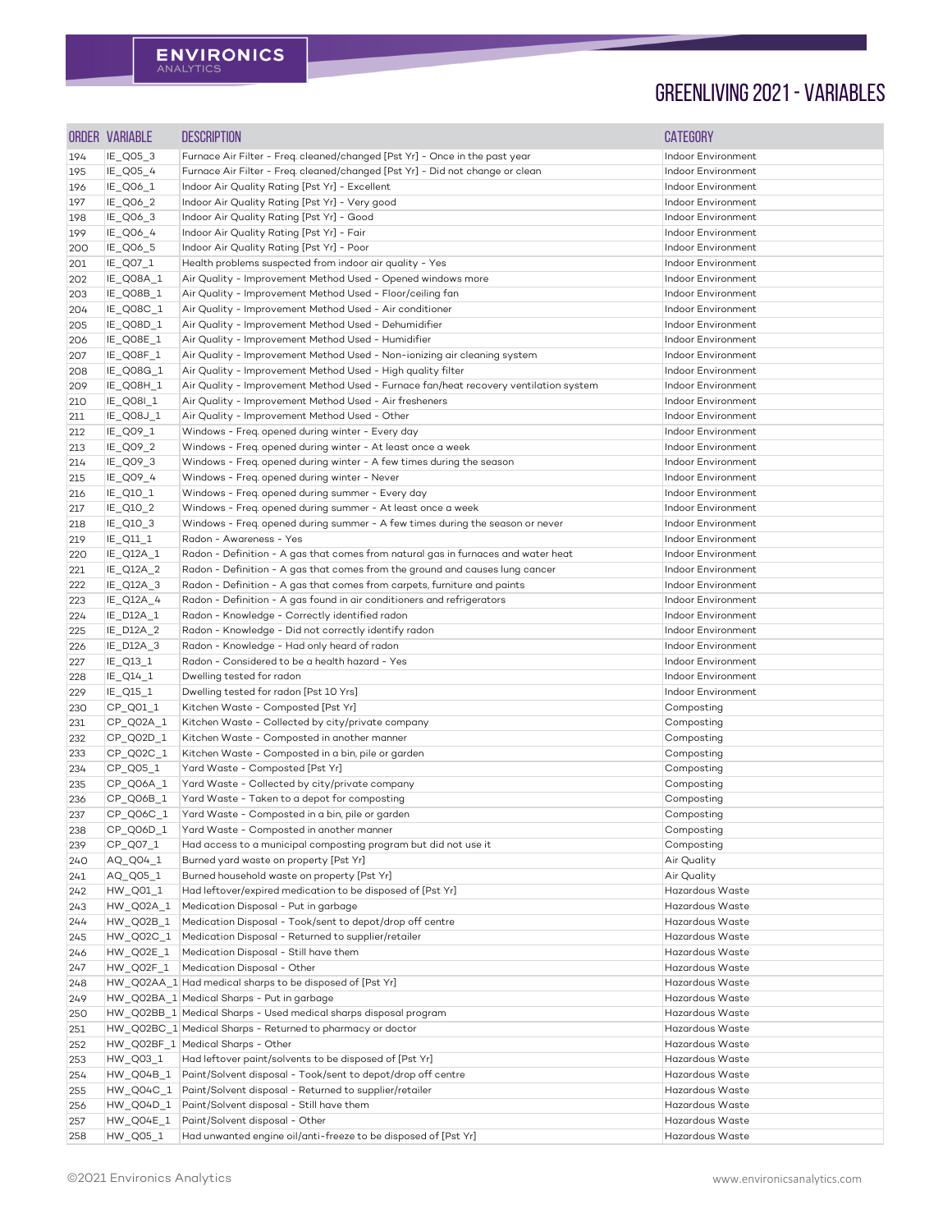# GREENLIVING 2021 - VARIABLES

| ORDER | VARIABLE | DESCRIPTION | CATEGORY |
|---|---|---|---|
| 194 | IE_Q05_3 | Furnace Air Filter - Freq. cleaned/changed [Pst Yr] - Once in the past year | Indoor Environment |
| 195 | IE_Q05_4 | Furnace Air Filter - Freq. cleaned/changed [Pst Yr] - Did not change or clean | Indoor Environment |
| 196 | IE_Q06_1 | Indoor Air Quality Rating [Pst Yr] - Excellent | Indoor Environment |
| 197 | IE_Q06_2 | Indoor Air Quality Rating [Pst Yr] - Very good | Indoor Environment |
| 198 | IE_Q06_3 | Indoor Air Quality Rating [Pst Yr] - Good | Indoor Environment |
| 199 | IE_Q06_4 | Indoor Air Quality Rating [Pst Yr] - Fair | Indoor Environment |
| 200 | IE_Q06_5 | Indoor Air Quality Rating [Pst Yr] - Poor | Indoor Environment |
| 201 | IE_Q07_1 | Health problems suspected from indoor air quality - Yes | Indoor Environment |
| 202 | IE_Q08A_1 | Air Quality - Improvement Method Used - Opened windows more | Indoor Environment |
| 203 | IE_Q08B_1 | Air Quality - Improvement Method Used - Floor/ceiling fan | Indoor Environment |
| 204 | IE_Q08C_1 | Air Quality - Improvement Method Used - Air conditioner | Indoor Environment |
| 205 | IE_Q08D_1 | Air Quality - Improvement Method Used - Dehumidifier | Indoor Environment |
| 206 | IE_Q08E_1 | Air Quality - Improvement Method Used - Humidifier | Indoor Environment |
| 207 | IE_Q08F_1 | Air Quality - Improvement Method Used - Non-ionizing air cleaning system | Indoor Environment |
| 208 | IE_Q08G_1 | Air Quality - Improvement Method Used - High quality filter | Indoor Environment |
| 209 | IE_Q08H_1 | Air Quality - Improvement Method Used - Furnace fan/heat recovery ventilation system | Indoor Environment |
| 210 | IE_Q08I_1 | Air Quality - Improvement Method Used - Air fresheners | Indoor Environment |
| 211 | IE_Q08J_1 | Air Quality - Improvement Method Used - Other | Indoor Environment |
| 212 | IE_Q09_1 | Windows - Freq. opened during winter - Every day | Indoor Environment |
| 213 | IE_Q09_2 | Windows - Freq. opened during winter - At least once a week | Indoor Environment |
| 214 | IE_Q09_3 | Windows - Freq. opened during winter - A few times during the season | Indoor Environment |
| 215 | IE_Q09_4 | Windows - Freq. opened during winter - Never | Indoor Environment |
| 216 | IE_Q10_1 | Windows - Freq. opened during summer - Every day | Indoor Environment |
| 217 | IE_Q10_2 | Windows - Freq. opened during summer - At least once a week | Indoor Environment |
| 218 | IE_Q10_3 | Windows - Freq. opened during summer - A few times during the season or never | Indoor Environment |
| 219 | IE_Q11_1 | Radon - Awareness - Yes | Indoor Environment |
| 220 | IE_Q12A_1 | Radon - Definition - A gas that comes from natural gas in furnaces and water heat | Indoor Environment |
| 221 | IE_Q12A_2 | Radon - Definition - A gas that comes from the ground and causes lung cancer | Indoor Environment |
| 222 | IE_Q12A_3 | Radon - Definition - A gas that comes from carpets, furniture and paints | Indoor Environment |
| 223 | IE_Q12A_4 | Radon - Definition - A gas found in air conditioners and refrigerators | Indoor Environment |
| 224 | IE_D12A_1 | Radon - Knowledge - Correctly identified radon | Indoor Environment |
| 225 | IE_D12A_2 | Radon - Knowledge - Did not correctly identify radon | Indoor Environment |
| 226 | IE_D12A_3 | Radon - Knowledge - Had only heard of radon | Indoor Environment |
| 227 | IE_Q13_1 | Radon - Considered to be a health hazard - Yes | Indoor Environment |
| 228 | IE_Q14_1 | Dwelling tested for radon | Indoor Environment |
| 229 | IE_Q15_1 | Dwelling tested for radon [Pst 10 Yrs] | Indoor Environment |
| 230 | CP_Q01_1 | Kitchen Waste - Composted [Pst Yr] | Composting |
| 231 | CP_Q02A_1 | Kitchen Waste - Collected by city/private company | Composting |
| 232 | CP_Q02D_1 | Kitchen Waste - Composted in another manner | Composting |
| 233 | CP_Q02C_1 | Kitchen Waste - Composted in a bin, pile or garden | Composting |
| 234 | CP_Q05_1 | Yard Waste - Composted [Pst Yr] | Composting |
| 235 | CP_Q06A_1 | Yard Waste - Collected by city/private company | Composting |
| 236 | CP_Q06B_1 | Yard Waste - Taken to a depot for composting | Composting |
| 237 | CP_Q06C_1 | Yard Waste - Composted in a bin, pile or garden | Composting |
| 238 | CP_Q06D_1 | Yard Waste - Composted in another manner | Composting |
| 239 | CP_Q07_1 | Had access to a municipal composting program but did not use it | Composting |
| 240 | AQ_Q04_1 | Burned yard waste on property [Pst Yr] | Air Quality |
| 241 | AQ_Q05_1 | Burned household waste on property [Pst Yr] | Air Quality |
| 242 | HW_Q01_1 | Had leftover/expired medication to be disposed of [Pst Yr] | Hazardous Waste |
| 243 | HW_Q02A_1 | Medication Disposal - Put in garbage | Hazardous Waste |
| 244 | HW_Q02B_1 | Medication Disposal - Took/sent to depot/drop off centre | Hazardous Waste |
| 245 | HW_Q02C_1 | Medication Disposal - Returned to supplier/retailer | Hazardous Waste |
| 246 | HW_Q02E_1 | Medication Disposal - Still have them | Hazardous Waste |
| 247 | HW_Q02F_1 | Medication Disposal - Other | Hazardous Waste |
| 248 | HW_Q02AA_1 | Had medical sharps to be disposed of [Pst Yr] | Hazardous Waste |
| 249 | HW_Q02BA_1 | Medical Sharps - Put in garbage | Hazardous Waste |
| 250 | HW_Q02BB_1 | Medical Sharps - Used medical sharps disposal program | Hazardous Waste |
| 251 | HW_Q02BC_1 | Medical Sharps - Returned to pharmacy or doctor | Hazardous Waste |
| 252 | HW_Q02BF_1 | Medical Sharps - Other | Hazardous Waste |
| 253 | HW_Q03_1 | Had leftover paint/solvents to be disposed of [Pst Yr] | Hazardous Waste |
| 254 | HW_Q04B_1 | Paint/Solvent disposal - Took/sent to depot/drop off centre | Hazardous Waste |
| 255 | HW_Q04C_1 | Paint/Solvent disposal - Returned to supplier/retailer | Hazardous Waste |
| 256 | HW_Q04D_1 | Paint/Solvent disposal - Still have them | Hazardous Waste |
| 257 | HW_Q04E_1 | Paint/Solvent disposal - Other | Hazardous Waste |
| 258 | HW_Q05_1 | Had unwanted engine oil/anti-freeze to be disposed of [Pst Yr] | Hazardous Waste |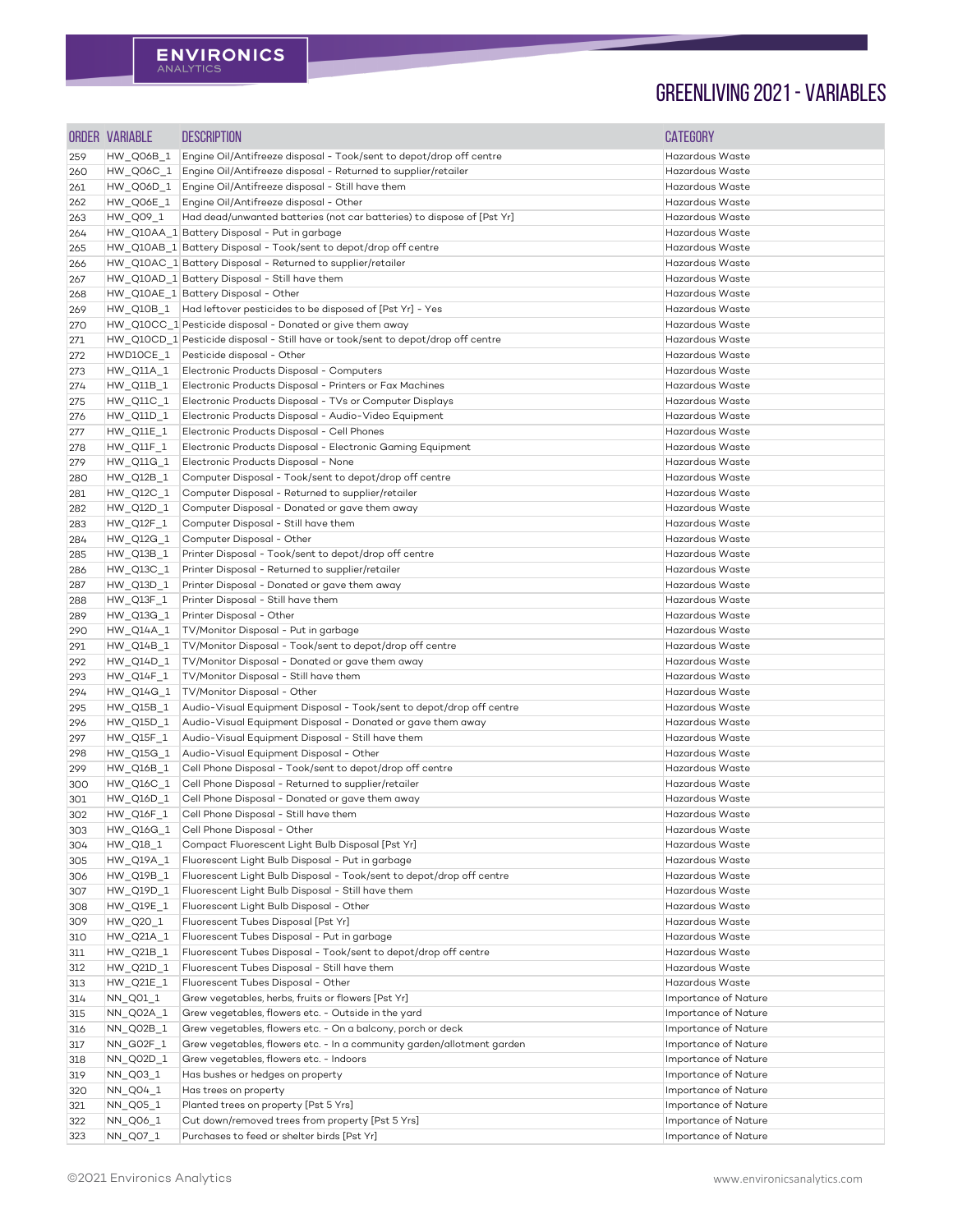# GREENLIVING 2021 - VARIABLES

| ORDER | VARIABLE | DESCRIPTION | CATEGORY |
|---|---|---|---|
| 259 | HW_Q06B_1 | Engine Oil/Antifreeze disposal - Took/sent to depot/drop off centre | Hazardous Waste |
| 260 | HW_Q06C_1 | Engine Oil/Antifreeze disposal - Returned to supplier/retailer | Hazardous Waste |
| 261 | HW_Q06D_1 | Engine Oil/Antifreeze disposal - Still have them | Hazardous Waste |
| 262 | HW_Q06E_1 | Engine Oil/Antifreeze disposal - Other | Hazardous Waste |
| 263 | HW_Q09_1 | Had dead/unwanted batteries (not car batteries) to dispose of [Pst Yr] | Hazardous Waste |
| 264 | HW_Q10AA_1 | Battery Disposal - Put in garbage | Hazardous Waste |
| 265 | HW_Q10AB_1 | Battery Disposal - Took/sent to depot/drop off centre | Hazardous Waste |
| 266 | HW_Q10AC_1 | Battery Disposal - Returned to supplier/retailer | Hazardous Waste |
| 267 | HW_Q10AD_1 | Battery Disposal - Still have them | Hazardous Waste |
| 268 | HW_Q10AE_1 | Battery Disposal - Other | Hazardous Waste |
| 269 | HW_Q10B_1 | Had leftover pesticides to be disposed of [Pst Yr] - Yes | Hazardous Waste |
| 270 | HW_Q10CC_1 | Pesticide disposal - Donated or give them away | Hazardous Waste |
| 271 | HW_Q10CD_1 | Pesticide disposal - Still have or took/sent to depot/drop off centre | Hazardous Waste |
| 272 | HWD10CE_1 | Pesticide disposal - Other | Hazardous Waste |
| 273 | HW_Q11A_1 | Electronic Products Disposal - Computers | Hazardous Waste |
| 274 | HW_Q11B_1 | Electronic Products Disposal - Printers or Fax Machines | Hazardous Waste |
| 275 | HW_Q11C_1 | Electronic Products Disposal - TVs or Computer Displays | Hazardous Waste |
| 276 | HW_Q11D_1 | Electronic Products Disposal - Audio-Video Equipment | Hazardous Waste |
| 277 | HW_Q11E_1 | Electronic Products Disposal - Cell Phones | Hazardous Waste |
| 278 | HW_Q11F_1 | Electronic Products Disposal - Electronic Gaming Equipment | Hazardous Waste |
| 279 | HW_Q11G_1 | Electronic Products Disposal - None | Hazardous Waste |
| 280 | HW_Q12B_1 | Computer Disposal - Took/sent to depot/drop off centre | Hazardous Waste |
| 281 | HW_Q12C_1 | Computer Disposal - Returned to supplier/retailer | Hazardous Waste |
| 282 | HW_Q12D_1 | Computer Disposal - Donated or gave them away | Hazardous Waste |
| 283 | HW_Q12F_1 | Computer Disposal - Still have them | Hazardous Waste |
| 284 | HW_Q12G_1 | Computer Disposal - Other | Hazardous Waste |
| 285 | HW_Q13B_1 | Printer Disposal - Took/sent to depot/drop off centre | Hazardous Waste |
| 286 | HW_Q13C_1 | Printer Disposal - Returned to supplier/retailer | Hazardous Waste |
| 287 | HW_Q13D_1 | Printer Disposal - Donated or gave them away | Hazardous Waste |
| 288 | HW_Q13F_1 | Printer Disposal - Still have them | Hazardous Waste |
| 289 | HW_Q13G_1 | Printer Disposal - Other | Hazardous Waste |
| 290 | HW_Q14A_1 | TV/Monitor Disposal - Put in garbage | Hazardous Waste |
| 291 | HW_Q14B_1 | TV/Monitor Disposal - Took/sent to depot/drop off centre | Hazardous Waste |
| 292 | HW_Q14D_1 | TV/Monitor Disposal - Donated or gave them away | Hazardous Waste |
| 293 | HW_Q14F_1 | TV/Monitor Disposal - Still have them | Hazardous Waste |
| 294 | HW_Q14G_1 | TV/Monitor Disposal - Other | Hazardous Waste |
| 295 | HW_Q15B_1 | Audio-Visual Equipment Disposal - Took/sent to depot/drop off centre | Hazardous Waste |
| 296 | HW_Q15D_1 | Audio-Visual Equipment Disposal - Donated or gave them away | Hazardous Waste |
| 297 | HW_Q15F_1 | Audio-Visual Equipment Disposal - Still have them | Hazardous Waste |
| 298 | HW_Q15G_1 | Audio-Visual Equipment Disposal - Other | Hazardous Waste |
| 299 | HW_Q16B_1 | Cell Phone Disposal - Took/sent to depot/drop off centre | Hazardous Waste |
| 300 | HW_Q16C_1 | Cell Phone Disposal - Returned to supplier/retailer | Hazardous Waste |
| 301 | HW_Q16D_1 | Cell Phone Disposal - Donated or gave them away | Hazardous Waste |
| 302 | HW_Q16F_1 | Cell Phone Disposal - Still have them | Hazardous Waste |
| 303 | HW_Q16G_1 | Cell Phone Disposal - Other | Hazardous Waste |
| 304 | HW_Q18_1 | Compact Fluorescent Light Bulb Disposal [Pst Yr] | Hazardous Waste |
| 305 | HW_Q19A_1 | Fluorescent Light Bulb Disposal - Put in garbage | Hazardous Waste |
| 306 | HW_Q19B_1 | Fluorescent Light Bulb Disposal - Took/sent to depot/drop off centre | Hazardous Waste |
| 307 | HW_Q19D_1 | Fluorescent Light Bulb Disposal - Still have them | Hazardous Waste |
| 308 | HW_Q19E_1 | Fluorescent Light Bulb Disposal - Other | Hazardous Waste |
| 309 | HW_Q20_1 | Fluorescent Tubes Disposal [Pst Yr] | Hazardous Waste |
| 310 | HW_Q21A_1 | Fluorescent Tubes Disposal - Put in garbage | Hazardous Waste |
| 311 | HW_Q21B_1 | Fluorescent Tubes Disposal - Took/sent to depot/drop off centre | Hazardous Waste |
| 312 | HW_Q21D_1 | Fluorescent Tubes Disposal - Still have them | Hazardous Waste |
| 313 | HW_Q21E_1 | Fluorescent Tubes Disposal - Other | Hazardous Waste |
| 314 | NN_Q01_1 | Grew vegetables, herbs, fruits or flowers [Pst Yr] | Importance of Nature |
| 315 | NN_Q02A_1 | Grew vegetables, flowers etc. - Outside in the yard | Importance of Nature |
| 316 | NN_Q02B_1 | Grew vegetables, flowers etc. - On a balcony, porch or deck | Importance of Nature |
| 317 | NN_G02F_1 | Grew vegetables, flowers etc. - In a community garden/allotment garden | Importance of Nature |
| 318 | NN_Q02D_1 | Grew vegetables, flowers etc. - Indoors | Importance of Nature |
| 319 | NN_Q03_1 | Has bushes or hedges on property | Importance of Nature |
| 320 | NN_Q04_1 | Has trees on property | Importance of Nature |
| 321 | NN_Q05_1 | Planted trees on property [Pst 5 Yrs] | Importance of Nature |
| 322 | NN_Q06_1 | Cut down/removed trees from property [Pst 5 Yrs] | Importance of Nature |
| 323 | NN_Q07_1 | Purchases to feed or shelter birds [Pst Yr] | Importance of Nature |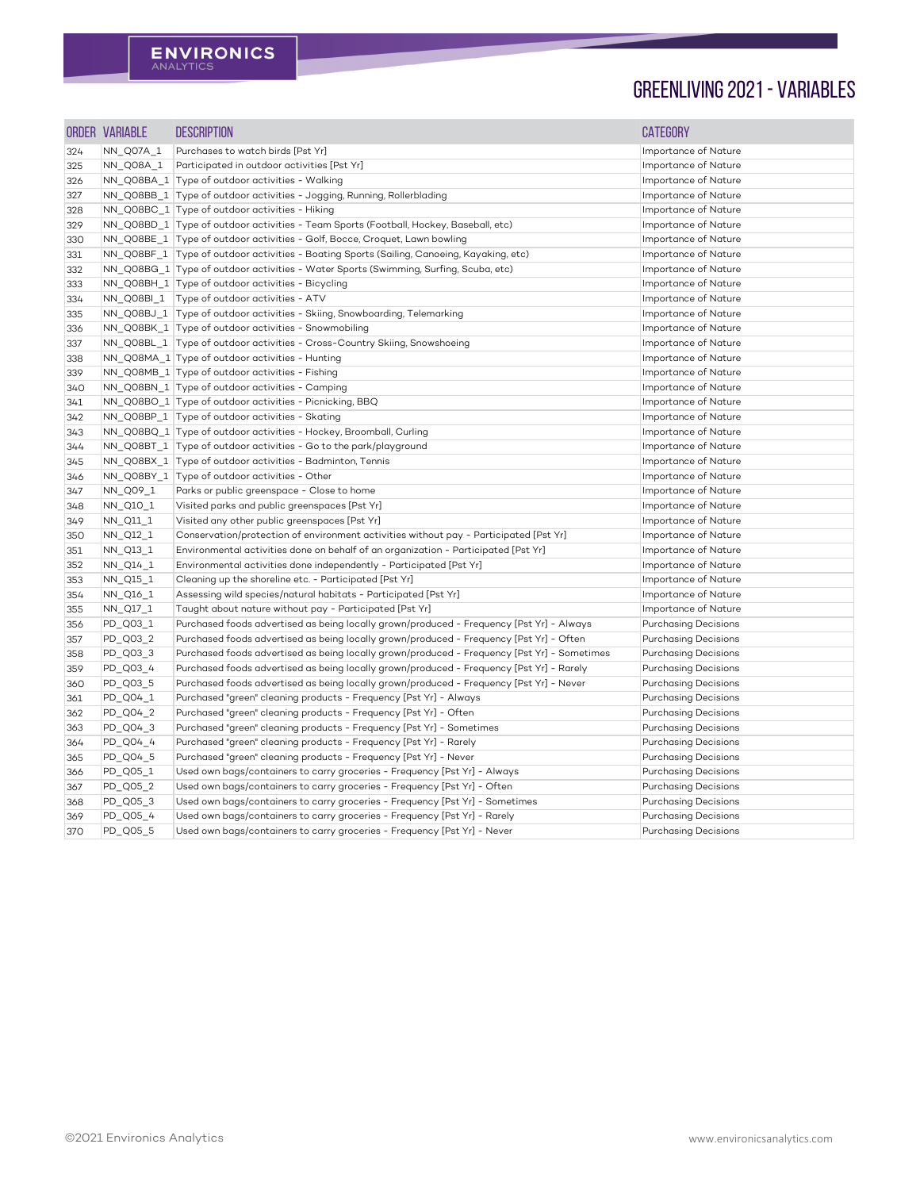# GREENLIVING 2021 - VARIABLES

| ORDER | VARIABLE | DESCRIPTION | CATEGORY |
|---|---|---|---|
| 324 | NN_Q07A_1 | Purchases to watch birds [Pst Yr] | Importance of Nature |
| 325 | NN_Q08A_1 | Participated in outdoor activities [Pst Yr] | Importance of Nature |
| 326 | NN_Q08BA_1 | Type of outdoor activities - Walking | Importance of Nature |
| 327 | NN_Q08BB_1 | Type of outdoor activities - Jogging, Running, Rollerblading | Importance of Nature |
| 328 | NN_Q08BC_1 | Type of outdoor activities - Hiking | Importance of Nature |
| 329 | NN_Q08BD_1 | Type of outdoor activities - Team Sports (Football, Hockey, Baseball, etc) | Importance of Nature |
| 330 | NN_Q08BE_1 | Type of outdoor activities - Golf, Bocce, Croquet, Lawn bowling | Importance of Nature |
| 331 | NN_Q08BF_1 | Type of outdoor activities - Boating Sports (Sailing, Canoeing, Kayaking, etc) | Importance of Nature |
| 332 | NN_Q08BG_1 | Type of outdoor activities - Water Sports (Swimming, Surfing, Scuba, etc) | Importance of Nature |
| 333 | NN_Q08BH_1 | Type of outdoor activities - Bicycling | Importance of Nature |
| 334 | NN_Q08BI_1 | Type of outdoor activities - ATV | Importance of Nature |
| 335 | NN_Q08BJ_1 | Type of outdoor activities - Skiing, Snowboarding, Telemarking | Importance of Nature |
| 336 | NN_Q08BK_1 | Type of outdoor activities - Snowmobiling | Importance of Nature |
| 337 | NN_Q08BL_1 | Type of outdoor activities - Cross-Country Skiing, Snowshoeing | Importance of Nature |
| 338 | NN_Q08MA_1 | Type of outdoor activities - Hunting | Importance of Nature |
| 339 | NN_Q08MB_1 | Type of outdoor activities - Fishing | Importance of Nature |
| 340 | NN_Q08BN_1 | Type of outdoor activities - Camping | Importance of Nature |
| 341 | NN_Q08BO_1 | Type of outdoor activities - Picnicking, BBQ | Importance of Nature |
| 342 | NN_Q08BP_1 | Type of outdoor activities - Skating | Importance of Nature |
| 343 | NN_Q08BQ_1 | Type of outdoor activities - Hockey, Broomball, Curling | Importance of Nature |
| 344 | NN_Q08BT_1 | Type of outdoor activities - Go to the park/playground | Importance of Nature |
| 345 | NN_Q08BX_1 | Type of outdoor activities - Badminton, Tennis | Importance of Nature |
| 346 | NN_Q08BY_1 | Type of outdoor activities - Other | Importance of Nature |
| 347 | NN_Q09_1 | Parks or public greenspace - Close to home | Importance of Nature |
| 348 | NN_Q10_1 | Visited parks and public greenspaces [Pst Yr] | Importance of Nature |
| 349 | NN_Q11_1 | Visited any other public greenspaces [Pst Yr] | Importance of Nature |
| 350 | NN_Q12_1 | Conservation/protection of environment activities without pay - Participated [Pst Yr] | Importance of Nature |
| 351 | NN_Q13_1 | Environmental activities done on behalf of an organization - Participated [Pst Yr] | Importance of Nature |
| 352 | NN_Q14_1 | Environmental activities done independently - Participated [Pst Yr] | Importance of Nature |
| 353 | NN_Q15_1 | Cleaning up the shoreline etc. - Participated [Pst Yr] | Importance of Nature |
| 354 | NN_Q16_1 | Assessing wild species/natural habitats - Participated [Pst Yr] | Importance of Nature |
| 355 | NN_Q17_1 | Taught about nature without pay - Participated [Pst Yr] | Importance of Nature |
| 356 | PD_Q03_1 | Purchased foods advertised as being locally grown/produced - Frequency [Pst Yr] - Always | Purchasing Decisions |
| 357 | PD_Q03_2 | Purchased foods advertised as being locally grown/produced - Frequency [Pst Yr] - Often | Purchasing Decisions |
| 358 | PD_Q03_3 | Purchased foods advertised as being locally grown/produced - Frequency [Pst Yr] - Sometimes | Purchasing Decisions |
| 359 | PD_Q03_4 | Purchased foods advertised as being locally grown/produced - Frequency [Pst Yr] - Rarely | Purchasing Decisions |
| 360 | PD_Q03_5 | Purchased foods advertised as being locally grown/produced - Frequency [Pst Yr] - Never | Purchasing Decisions |
| 361 | PD_Q04_1 | Purchased "green" cleaning products - Frequency [Pst Yr] - Always | Purchasing Decisions |
| 362 | PD_Q04_2 | Purchased "green" cleaning products - Frequency [Pst Yr] - Often | Purchasing Decisions |
| 363 | PD_Q04_3 | Purchased "green" cleaning products - Frequency [Pst Yr] - Sometimes | Purchasing Decisions |
| 364 | PD_Q04_4 | Purchased "green" cleaning products - Frequency [Pst Yr] - Rarely | Purchasing Decisions |
| 365 | PD_Q04_5 | Purchased "green" cleaning products - Frequency [Pst Yr] - Never | Purchasing Decisions |
| 366 | PD_Q05_1 | Used own bags/containers to carry groceries - Frequency [Pst Yr] - Always | Purchasing Decisions |
| 367 | PD_Q05_2 | Used own bags/containers to carry groceries - Frequency [Pst Yr] - Often | Purchasing Decisions |
| 368 | PD_Q05_3 | Used own bags/containers to carry groceries - Frequency [Pst Yr] - Sometimes | Purchasing Decisions |
| 369 | PD_Q05_4 | Used own bags/containers to carry groceries - Frequency [Pst Yr] - Rarely | Purchasing Decisions |
| 370 | PD_Q05_5 | Used own bags/containers to carry groceries - Frequency [Pst Yr] - Never | Purchasing Decisions |